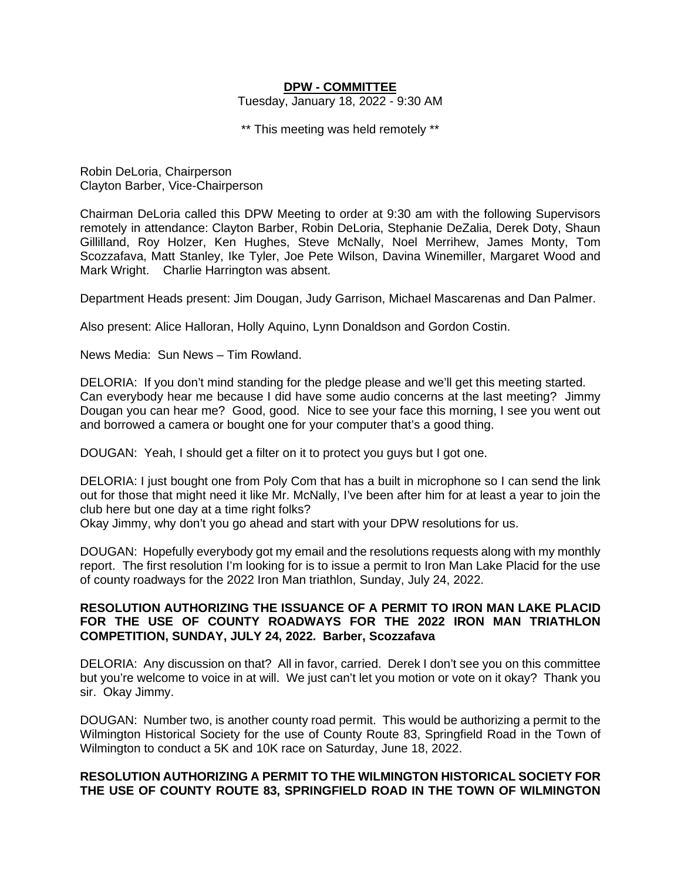**DPW - COMMITTEE**

Tuesday, January 18, 2022 - 9:30 AM

** This meeting was held remotely **

Robin DeLoria, Chairperson
Clayton Barber, Vice-Chairperson

Chairman DeLoria called this DPW Meeting to order at 9:30 am with the following Supervisors remotely in attendance: Clayton Barber, Robin DeLoria, Stephanie DeZalia, Derek Doty, Shaun Gillilland, Roy Holzer, Ken Hughes, Steve McNally, Noel Merrihew, James Monty, Tom Scozzafava, Matt Stanley, Ike Tyler, Joe Pete Wilson, Davina Winemiller, Margaret Wood and Mark Wright. Charlie Harrington was absent.

Department Heads present: Jim Dougan, Judy Garrison, Michael Mascarenas and Dan Palmer.

Also present: Alice Halloran, Holly Aquino, Lynn Donaldson and Gordon Costin.

News Media: Sun News – Tim Rowland.

DELORIA: If you don't mind standing for the pledge please and we'll get this meeting started. Can everybody hear me because I did have some audio concerns at the last meeting? Jimmy Dougan you can hear me? Good, good. Nice to see your face this morning, I see you went out and borrowed a camera or bought one for your computer that's a good thing.

DOUGAN: Yeah, I should get a filter on it to protect you guys but I got one.

DELORIA: I just bought one from Poly Com that has a built in microphone so I can send the link out for those that might need it like Mr. McNally, I've been after him for at least a year to join the club here but one day at a time right folks?
Okay Jimmy, why don't you go ahead and start with your DPW resolutions for us.

DOUGAN: Hopefully everybody got my email and the resolutions requests along with my monthly report. The first resolution I'm looking for is to issue a permit to Iron Man Lake Placid for the use of county roadways for the 2022 Iron Man triathlon, Sunday, July 24, 2022.

**RESOLUTION AUTHORIZING THE ISSUANCE OF A PERMIT TO IRON MAN LAKE PLACID FOR THE USE OF COUNTY ROADWAYS FOR THE 2022 IRON MAN TRIATHLON COMPETITION, SUNDAY, JULY 24, 2022. Barber, Scozzafava**

DELORIA: Any discussion on that? All in favor, carried. Derek I don't see you on this committee but you're welcome to voice in at will. We just can't let you motion or vote on it okay? Thank you sir. Okay Jimmy.

DOUGAN: Number two, is another county road permit. This would be authorizing a permit to the Wilmington Historical Society for the use of County Route 83, Springfield Road in the Town of Wilmington to conduct a 5K and 10K race on Saturday, June 18, 2022.

**RESOLUTION AUTHORIZING A PERMIT TO THE WILMINGTON HISTORICAL SOCIETY FOR THE USE OF COUNTY ROUTE 83, SPRINGFIELD ROAD IN THE TOWN OF WILMINGTON**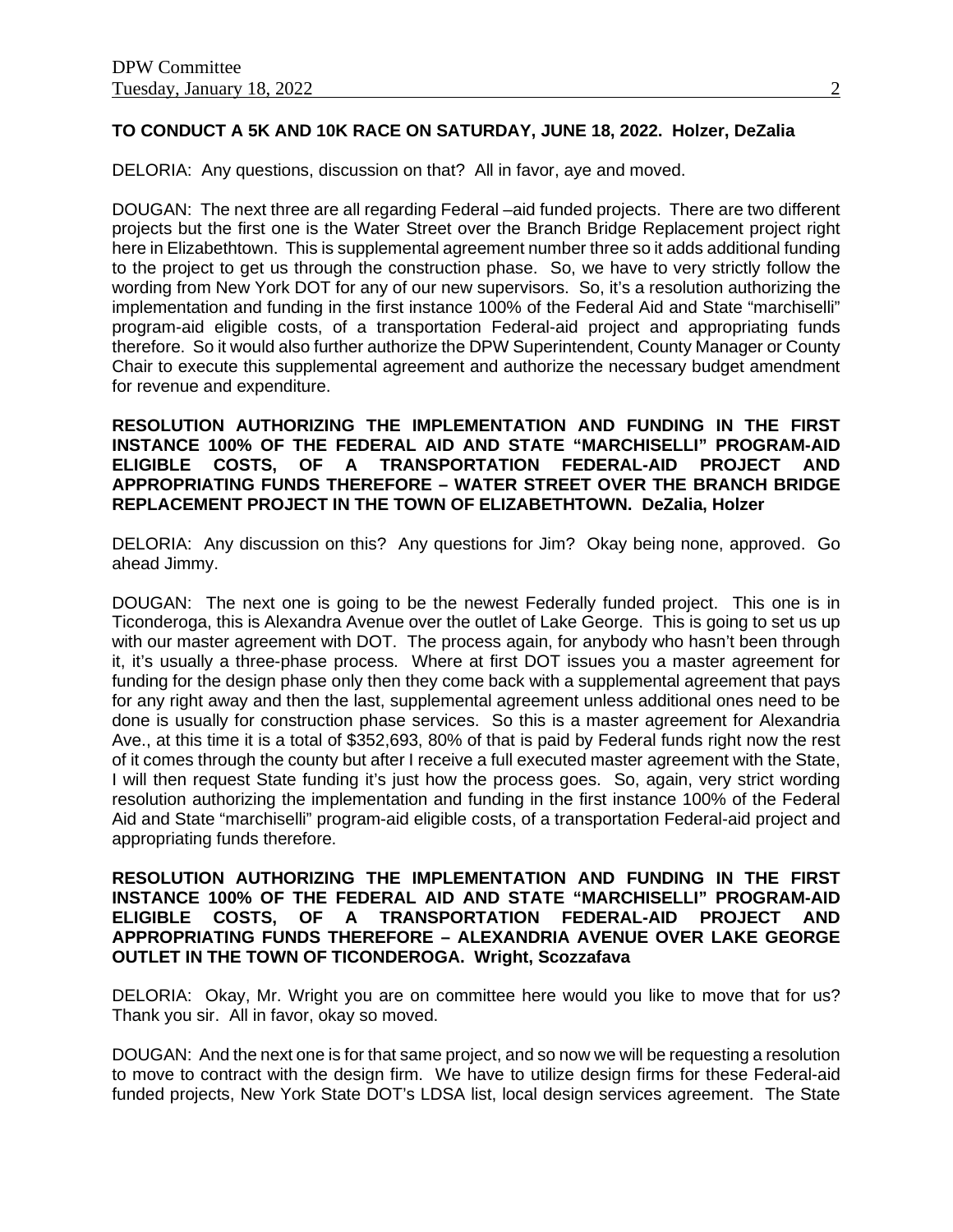**TO CONDUCT A 5K AND 10K RACE ON SATURDAY, JUNE 18, 2022. Holzer, DeZalia**

DELORIA: Any questions, discussion on that? All in favor, aye and moved.

DOUGAN: The next three are all regarding Federal –aid funded projects. There are two different projects but the first one is the Water Street over the Branch Bridge Replacement project right here in Elizabethtown. This is supplemental agreement number three so it adds additional funding to the project to get us through the construction phase. So, we have to very strictly follow the wording from New York DOT for any of our new supervisors. So, it's a resolution authorizing the implementation and funding in the first instance 100% of the Federal Aid and State "marchiselli" program-aid eligible costs, of a transportation Federal-aid project and appropriating funds therefore. So it would also further authorize the DPW Superintendent, County Manager or County Chair to execute this supplemental agreement and authorize the necessary budget amendment for revenue and expenditure.

**RESOLUTION AUTHORIZING THE IMPLEMENTATION AND FUNDING IN THE FIRST INSTANCE 100% OF THE FEDERAL AID AND STATE "MARCHISELLI" PROGRAM-AID ELIGIBLE COSTS, OF A TRANSPORTATION FEDERAL-AID PROJECT AND APPROPRIATING FUNDS THEREFORE – WATER STREET OVER THE BRANCH BRIDGE REPLACEMENT PROJECT IN THE TOWN OF ELIZABETHTOWN. DeZalia, Holzer**

DELORIA: Any discussion on this? Any questions for Jim? Okay being none, approved. Go ahead Jimmy.

DOUGAN: The next one is going to be the newest Federally funded project. This one is in Ticonderoga, this is Alexandra Avenue over the outlet of Lake George. This is going to set us up with our master agreement with DOT. The process again, for anybody who hasn't been through it, it's usually a three-phase process. Where at first DOT issues you a master agreement for funding for the design phase only then they come back with a supplemental agreement that pays for any right away and then the last, supplemental agreement unless additional ones need to be done is usually for construction phase services. So this is a master agreement for Alexandria Ave., at this time it is a total of $352,693, 80% of that is paid by Federal funds right now the rest of it comes through the county but after I receive a full executed master agreement with the State, I will then request State funding it's just how the process goes. So, again, very strict wording resolution authorizing the implementation and funding in the first instance 100% of the Federal Aid and State "marchiselli" program-aid eligible costs, of a transportation Federal-aid project and appropriating funds therefore.

**RESOLUTION AUTHORIZING THE IMPLEMENTATION AND FUNDING IN THE FIRST INSTANCE 100% OF THE FEDERAL AID AND STATE "MARCHISELLI" PROGRAM-AID ELIGIBLE COSTS, OF A TRANSPORTATION FEDERAL-AID PROJECT AND APPROPRIATING FUNDS THEREFORE – ALEXANDRIA AVENUE OVER LAKE GEORGE OUTLET IN THE TOWN OF TICONDEROGA. Wright, Scozzafava**

DELORIA: Okay, Mr. Wright you are on committee here would you like to move that for us? Thank you sir. All in favor, okay so moved.

DOUGAN: And the next one is for that same project, and so now we will be requesting a resolution to move to contract with the design firm. We have to utilize design firms for these Federal-aid funded projects, New York State DOT's LDSA list, local design services agreement. The State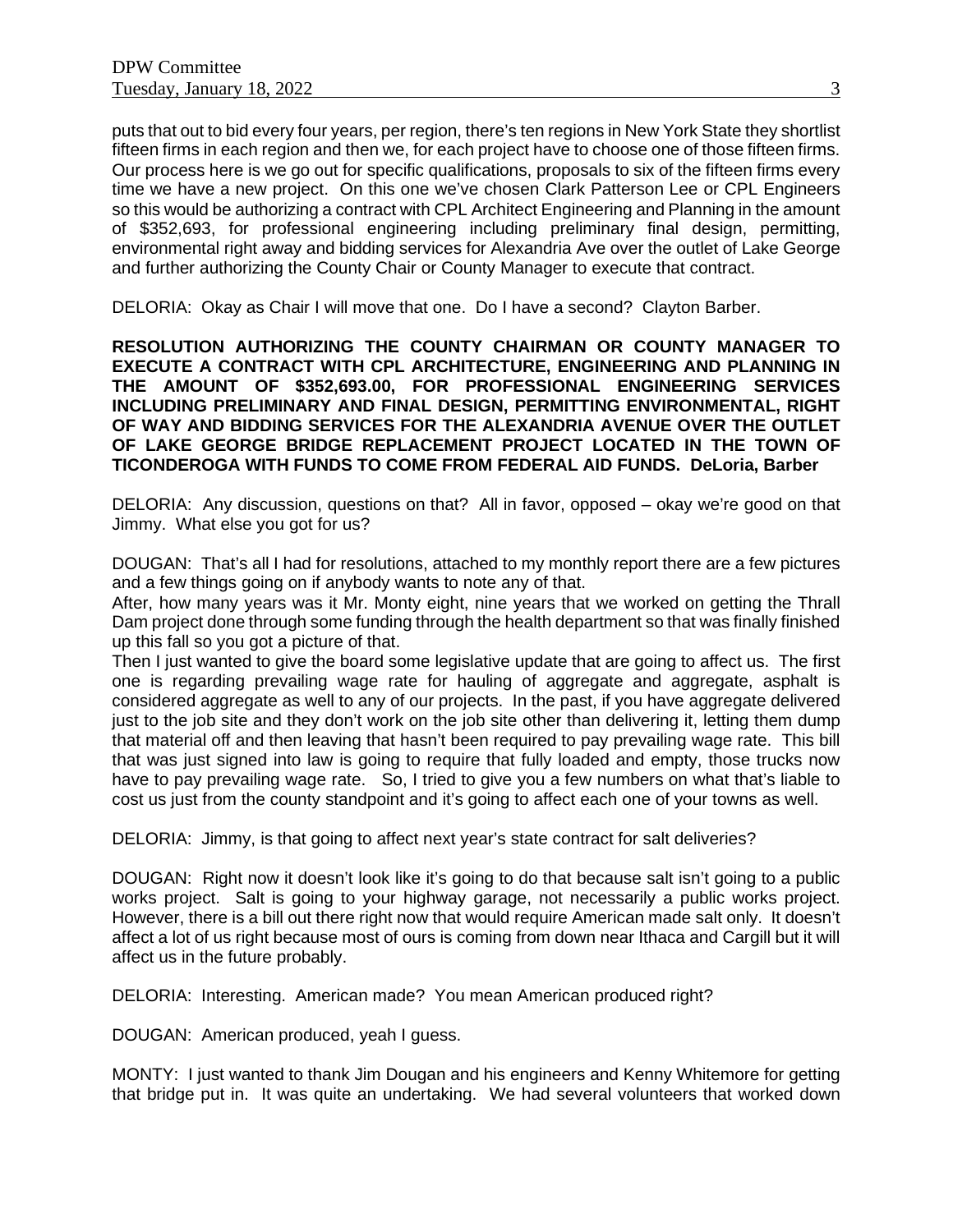puts that out to bid every four years, per region, there's ten regions in New York State they shortlist fifteen firms in each region and then we, for each project have to choose one of those fifteen firms. Our process here is we go out for specific qualifications, proposals to six of the fifteen firms every time we have a new project. On this one we've chosen Clark Patterson Lee or CPL Engineers so this would be authorizing a contract with CPL Architect Engineering and Planning in the amount of $352,693, for professional engineering including preliminary final design, permitting, environmental right away and bidding services for Alexandria Ave over the outlet of Lake George and further authorizing the County Chair or County Manager to execute that contract.

DELORIA: Okay as Chair I will move that one. Do I have a second? Clayton Barber.

**RESOLUTION AUTHORIZING THE COUNTY CHAIRMAN OR COUNTY MANAGER TO EXECUTE A CONTRACT WITH CPL ARCHITECTURE, ENGINEERING AND PLANNING IN THE AMOUNT OF $352,693.00, FOR PROFESSIONAL ENGINEERING SERVICES INCLUDING PRELIMINARY AND FINAL DESIGN, PERMITTING ENVIRONMENTAL, RIGHT OF WAY AND BIDDING SERVICES FOR THE ALEXANDRIA AVENUE OVER THE OUTLET OF LAKE GEORGE BRIDGE REPLACEMENT PROJECT LOCATED IN THE TOWN OF TICONDEROGA WITH FUNDS TO COME FROM FEDERAL AID FUNDS. DeLoria, Barber**

DELORIA: Any discussion, questions on that? All in favor, opposed – okay we're good on that Jimmy. What else you got for us?

DOUGAN: That's all I had for resolutions, attached to my monthly report there are a few pictures and a few things going on if anybody wants to note any of that.

After, how many years was it Mr. Monty eight, nine years that we worked on getting the Thrall Dam project done through some funding through the health department so that was finally finished up this fall so you got a picture of that.

Then I just wanted to give the board some legislative update that are going to affect us. The first one is regarding prevailing wage rate for hauling of aggregate and aggregate, asphalt is considered aggregate as well to any of our projects. In the past, if you have aggregate delivered just to the job site and they don't work on the job site other than delivering it, letting them dump that material off and then leaving that hasn't been required to pay prevailing wage rate. This bill that was just signed into law is going to require that fully loaded and empty, those trucks now have to pay prevailing wage rate. So, I tried to give you a few numbers on what that's liable to cost us just from the county standpoint and it's going to affect each one of your towns as well.

DELORIA: Jimmy, is that going to affect next year's state contract for salt deliveries?

DOUGAN: Right now it doesn't look like it's going to do that because salt isn't going to a public works project. Salt is going to your highway garage, not necessarily a public works project. However, there is a bill out there right now that would require American made salt only. It doesn't affect a lot of us right because most of ours is coming from down near Ithaca and Cargill but it will affect us in the future probably.

DELORIA: Interesting. American made? You mean American produced right?

DOUGAN: American produced, yeah I guess.

MONTY: I just wanted to thank Jim Dougan and his engineers and Kenny Whitemore for getting that bridge put in. It was quite an undertaking. We had several volunteers that worked down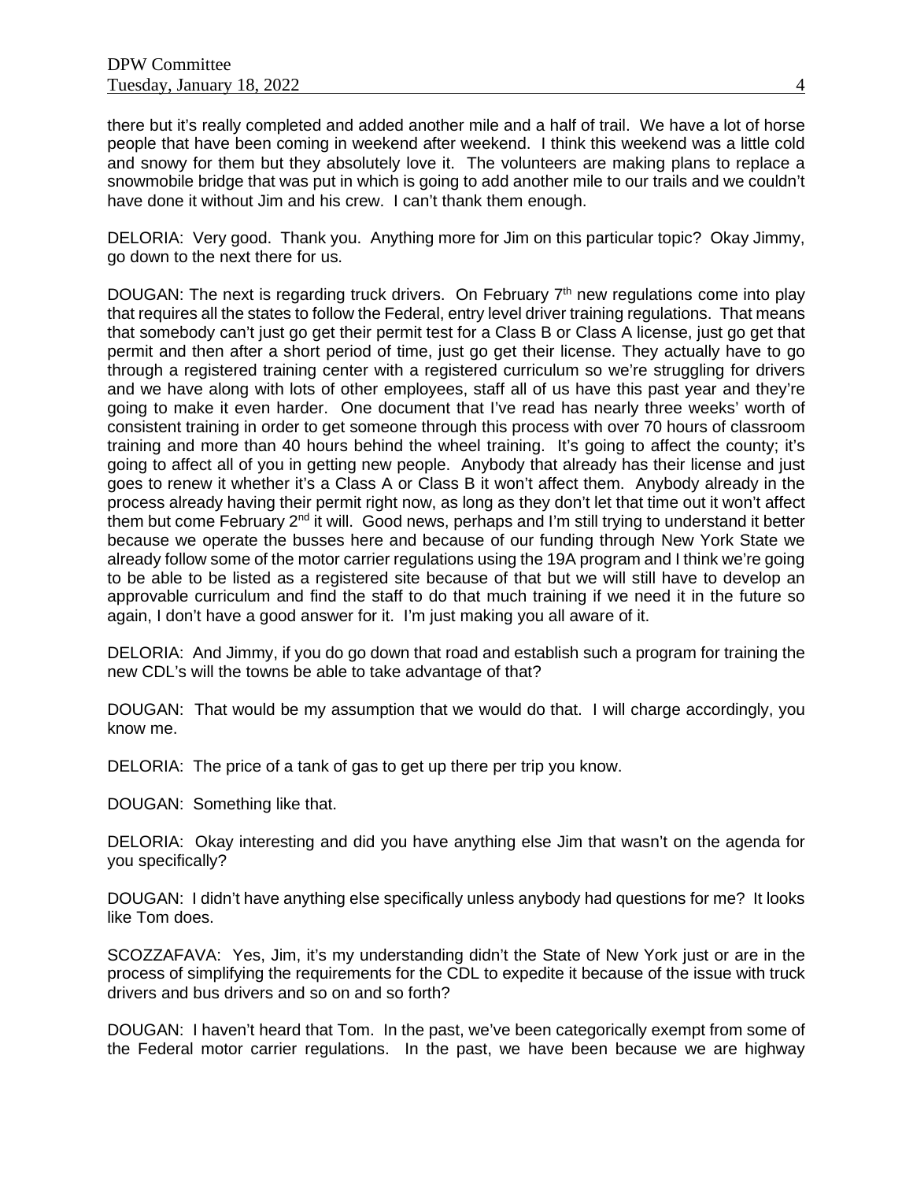there but it's really completed and added another mile and a half of trail. We have a lot of horse people that have been coming in weekend after weekend. I think this weekend was a little cold and snowy for them but they absolutely love it. The volunteers are making plans to replace a snowmobile bridge that was put in which is going to add another mile to our trails and we couldn't have done it without Jim and his crew. I can't thank them enough.

DELORIA: Very good. Thank you. Anything more for Jim on this particular topic? Okay Jimmy, go down to the next there for us.

DOUGAN: The next is regarding truck drivers. On February 7th new regulations come into play that requires all the states to follow the Federal, entry level driver training regulations. That means that somebody can't just go get their permit test for a Class B or Class A license, just go get that permit and then after a short period of time, just go get their license. They actually have to go through a registered training center with a registered curriculum so we're struggling for drivers and we have along with lots of other employees, staff all of us have this past year and they're going to make it even harder. One document that I've read has nearly three weeks' worth of consistent training in order to get someone through this process with over 70 hours of classroom training and more than 40 hours behind the wheel training. It's going to affect the county; it's going to affect all of you in getting new people. Anybody that already has their license and just goes to renew it whether it's a Class A or Class B it won't affect them. Anybody already in the process already having their permit right now, as long as they don't let that time out it won't affect them but come February 2nd it will. Good news, perhaps and I'm still trying to understand it better because we operate the busses here and because of our funding through New York State we already follow some of the motor carrier regulations using the 19A program and I think we're going to be able to be listed as a registered site because of that but we will still have to develop an approvable curriculum and find the staff to do that much training if we need it in the future so again, I don't have a good answer for it. I'm just making you all aware of it.

DELORIA: And Jimmy, if you do go down that road and establish such a program for training the new CDL's will the towns be able to take advantage of that?

DOUGAN: That would be my assumption that we would do that. I will charge accordingly, you know me.

DELORIA: The price of a tank of gas to get up there per trip you know.

DOUGAN: Something like that.

DELORIA: Okay interesting and did you have anything else Jim that wasn't on the agenda for you specifically?

DOUGAN: I didn't have anything else specifically unless anybody had questions for me? It looks like Tom does.

SCOZZAFAVA: Yes, Jim, it's my understanding didn't the State of New York just or are in the process of simplifying the requirements for the CDL to expedite it because of the issue with truck drivers and bus drivers and so on and so forth?

DOUGAN: I haven't heard that Tom. In the past, we've been categorically exempt from some of the Federal motor carrier regulations. In the past, we have been because we are highway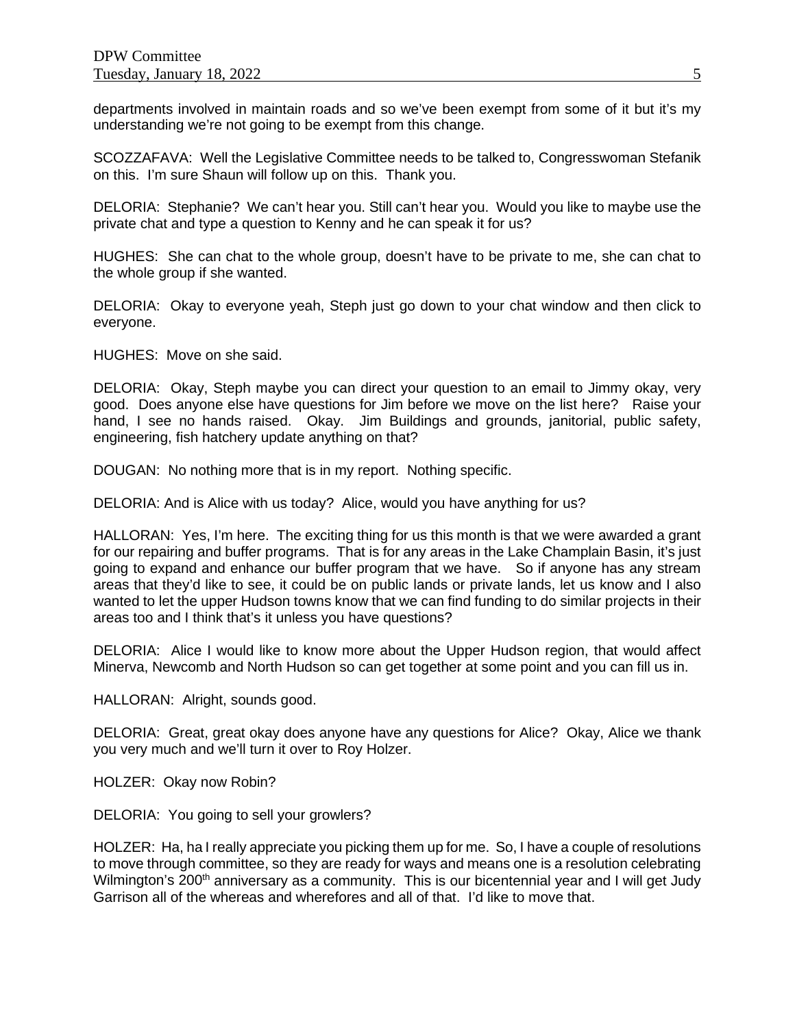departments involved in maintain roads and so we've been exempt from some of it but it's my understanding we're not going to be exempt from this change.

SCOZZAFAVA: Well the Legislative Committee needs to be talked to, Congresswoman Stefanik on this. I'm sure Shaun will follow up on this. Thank you.

DELORIA: Stephanie? We can't hear you. Still can't hear you. Would you like to maybe use the private chat and type a question to Kenny and he can speak it for us?

HUGHES: She can chat to the whole group, doesn't have to be private to me, she can chat to the whole group if she wanted.

DELORIA: Okay to everyone yeah, Steph just go down to your chat window and then click to everyone.

HUGHES: Move on she said.

DELORIA: Okay, Steph maybe you can direct your question to an email to Jimmy okay, very good. Does anyone else have questions for Jim before we move on the list here? Raise your hand, I see no hands raised. Okay. Jim Buildings and grounds, janitorial, public safety, engineering, fish hatchery update anything on that?

DOUGAN: No nothing more that is in my report. Nothing specific.

DELORIA: And is Alice with us today? Alice, would you have anything for us?

HALLORAN: Yes, I'm here. The exciting thing for us this month is that we were awarded a grant for our repairing and buffer programs. That is for any areas in the Lake Champlain Basin, it's just going to expand and enhance our buffer program that we have. So if anyone has any stream areas that they'd like to see, it could be on public lands or private lands, let us know and I also wanted to let the upper Hudson towns know that we can find funding to do similar projects in their areas too and I think that's it unless you have questions?

DELORIA: Alice I would like to know more about the Upper Hudson region, that would affect Minerva, Newcomb and North Hudson so can get together at some point and you can fill us in.

HALLORAN: Alright, sounds good.

DELORIA: Great, great okay does anyone have any questions for Alice? Okay, Alice we thank you very much and we'll turn it over to Roy Holzer.

HOLZER: Okay now Robin?

DELORIA: You going to sell your growlers?

HOLZER: Ha, ha I really appreciate you picking them up for me. So, I have a couple of resolutions to move through committee, so they are ready for ways and means one is a resolution celebrating Wilmington's 200th anniversary as a community. This is our bicentennial year and I will get Judy Garrison all of the whereas and wherefores and all of that. I'd like to move that.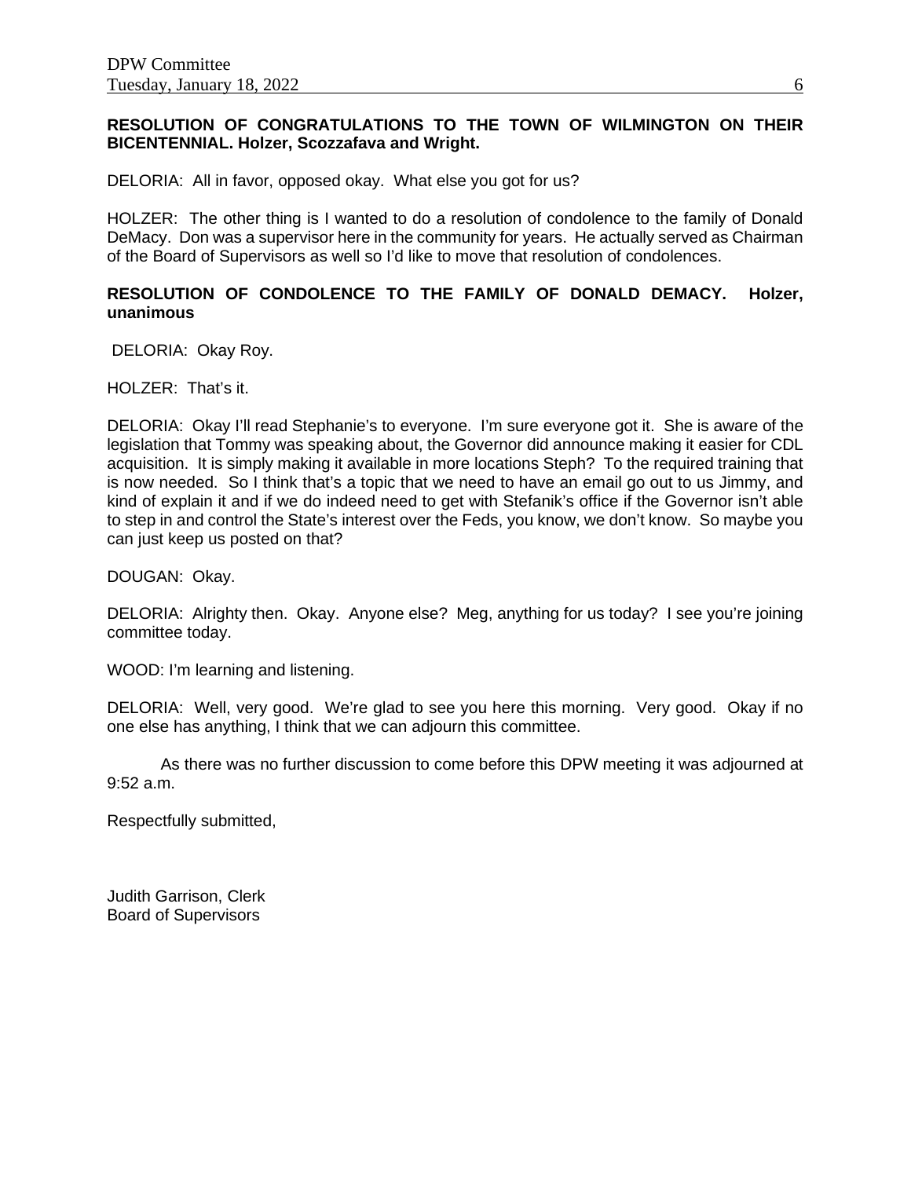**RESOLUTION OF CONGRATULATIONS TO THE TOWN OF WILMINGTON ON THEIR BICENTENNIAL. Holzer, Scozzafava and Wright.**

DELORIA: All in favor, opposed okay. What else you got for us?

HOLZER: The other thing is I wanted to do a resolution of condolence to the family of Donald DeMacy. Don was a supervisor here in the community for years. He actually served as Chairman of the Board of Supervisors as well so I'd like to move that resolution of condolences.

**RESOLUTION OF CONDOLENCE TO THE FAMILY OF DONALD DEMACY. Holzer, unanimous**

DELORIA: Okay Roy.

HOLZER: That's it.

DELORIA: Okay I'll read Stephanie's to everyone. I'm sure everyone got it. She is aware of the legislation that Tommy was speaking about, the Governor did announce making it easier for CDL acquisition. It is simply making it available in more locations Steph? To the required training that is now needed. So I think that's a topic that we need to have an email go out to us Jimmy, and kind of explain it and if we do indeed need to get with Stefanik's office if the Governor isn't able to step in and control the State's interest over the Feds, you know, we don't know. So maybe you can just keep us posted on that?

DOUGAN: Okay.

DELORIA: Alrighty then. Okay. Anyone else? Meg, anything for us today? I see you're joining committee today.

WOOD: I'm learning and listening.

DELORIA: Well, very good. We're glad to see you here this morning. Very good. Okay if no one else has anything, I think that we can adjourn this committee.

As there was no further discussion to come before this DPW meeting it was adjourned at 9:52 a.m.

Respectfully submitted,

Judith Garrison, Clerk
Board of Supervisors